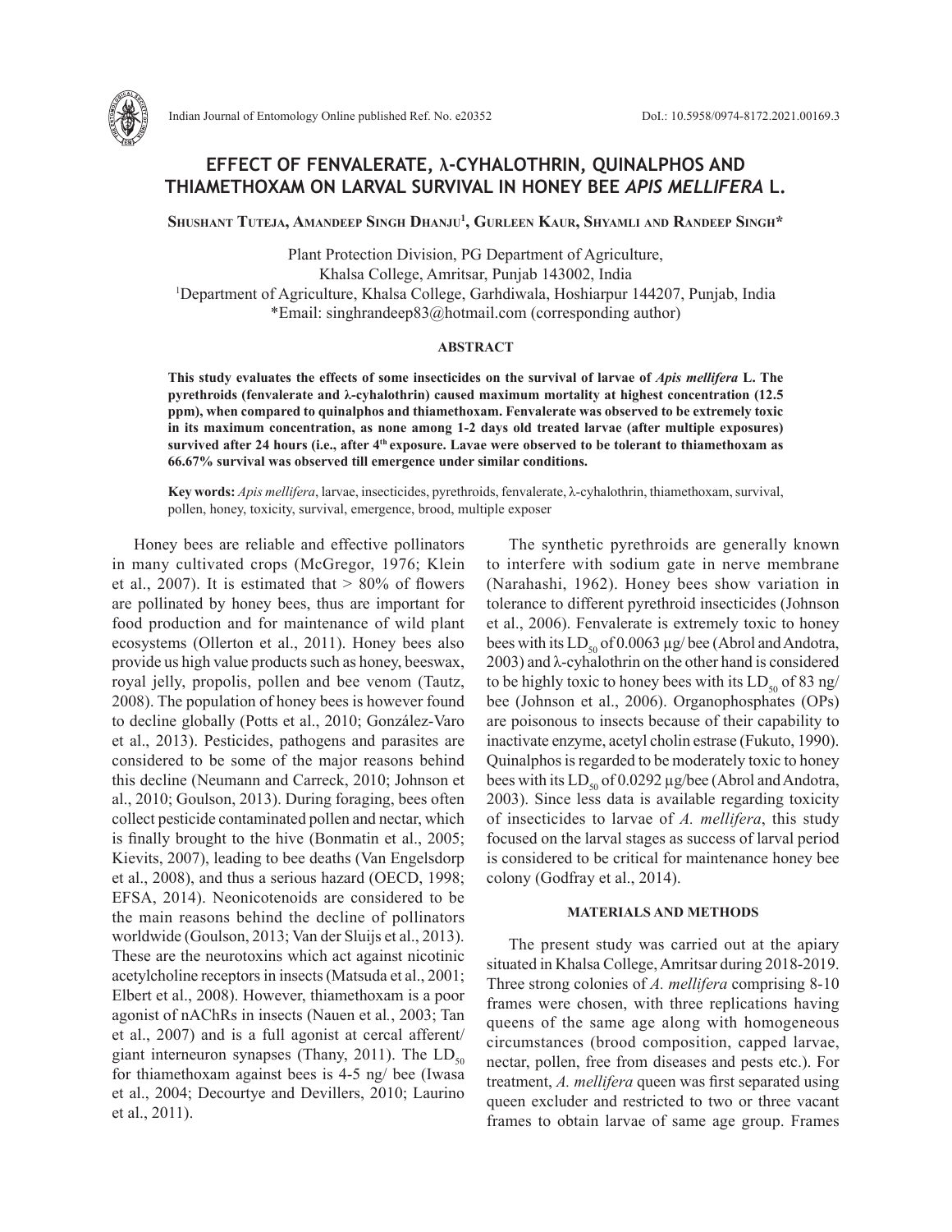# EFFECT OF FENVALERATE, λ-CYHALOTHRIN, QUINALPHOS AND THIAMETHOXAM ON LARVAL SURVIVAL IN HONEY BEE *APIS MELLIFERA* L.

**Shushant Tuteja, Amandeep Singh Dhanju[1], Gurleen Kaur, Shyamli and Randeep Singh***

Plant Protection Division, PG Department of Agriculture,
Khalsa College, Amritsar, Punjab 143002, India
[1]Department of Agriculture, Khalsa College, Garhdiwala, Hoshiarpur 144207, Punjab, India
*Email: singhrandeep83@hotmail.com (corresponding author)

## ABSTRACT

**This study evaluates the effects of some insecticides on the survival of larvae of *Apis mellifera* L. The pyrethroids (fenvalerate and λ-cyhalothrin) caused maximum mortality at highest concentration (12.5 ppm), when compared to quinalphos and thiamethoxam. Fenvalerate was observed to be extremely toxic in its maximum concentration, as none among 1-2 days old treated larvae (after multiple exposures) survived after 24 hours (i.e., after 4th exposure. Lavae were observed to be tolerant to thiamethoxam as 66.67% survival was observed till emergence under similar conditions.**

**Key words:** *Apis mellifera*, larvae, insecticides, pyrethroids, fenvalerate, λ-cyhalothrin, thiamethoxam, survival, pollen, honey, toxicity, survival, emergence, brood, multiple exposer

Honey bees are reliable and effective pollinators in many cultivated crops (McGregor, 1976; Klein et al., 2007). It is estimated that > 80% of flowers are pollinated by honey bees, thus are important for food production and for maintenance of wild plant ecosystems (Ollerton et al., 2011). Honey bees also provide us high value products such as honey, beeswax, royal jelly, propolis, pollen and bee venom (Tautz, 2008). The population of honey bees is however found to decline globally (Potts et al., 2010; González-Varo et al., 2013). Pesticides, pathogens and parasites are considered to be some of the major reasons behind this decline (Neumann and Carreck, 2010; Johnson et al., 2010; Goulson, 2013). During foraging, bees often collect pesticide contaminated pollen and nectar, which is finally brought to the hive (Bonmatin et al., 2005; Kievits, 2007), leading to bee deaths (Van Engelsdorp et al., 2008), and thus a serious hazard (OECD, 1998; EFSA, 2014). Neonicotenoids are considered to be the main reasons behind the decline of pollinators worldwide (Goulson, 2013; Van der Sluijs et al., 2013). These are the neurotoxins which act against nicotinic acetylcholine receptors in insects (Matsuda et al., 2001; Elbert et al., 2008). However, thiamethoxam is a poor agonist of nAChRs in insects (Nauen et al., 2003; Tan et al., 2007) and is a full agonist at cercal afferent/ giant interneuron synapses (Thany, 2011). The $LD_{50}$ for thiamethoxam against bees is 4-5 ng/ bee (Iwasa et al., 2004; Decourtye and Devillers, 2010; Laurino et al., 2011).

The synthetic pyrethroids are generally known to interfere with sodium gate in nerve membrane (Narahashi, 1962). Honey bees show variation in tolerance to different pyrethroid insecticides (Johnson et al., 2006). Fenvalerate is extremely toxic to honey bees with its $LD_{50}$ of 0.0063 µg/ bee (Abrol and Andotra, 2003) and λ-cyhalothrin on the other hand is considered to be highly toxic to honey bees with its $LD_{50}$ of 83 ng/ bee (Johnson et al., 2006). Organophosphates (OPs) are poisonous to insects because of their capability to inactivate enzyme, acetyl cholin estrase (Fukuto, 1990). Quinalphos is regarded to be moderately toxic to honey bees with its $LD_{50}$ of 0.0292 µg/bee (Abrol and Andotra, 2003). Since less data is available regarding toxicity of insecticides to larvae of *A. mellifera*, this study focused on the larval stages as success of larval period is considered to be critical for maintenance honey bee colony (Godfray et al., 2014).

## MATERIALS AND METHODS

The present study was carried out at the apiary situated in Khalsa College, Amritsar during 2018-2019. Three strong colonies of *A. mellifera* comprising 8-10 frames were chosen, with three replications having queens of the same age along with homogeneous circumstances (brood composition, capped larvae, nectar, pollen, free from diseases and pests etc.). For treatment, *A. mellifera* queen was first separated using queen excluder and restricted to two or three vacant frames to obtain larvae of same age group. Frames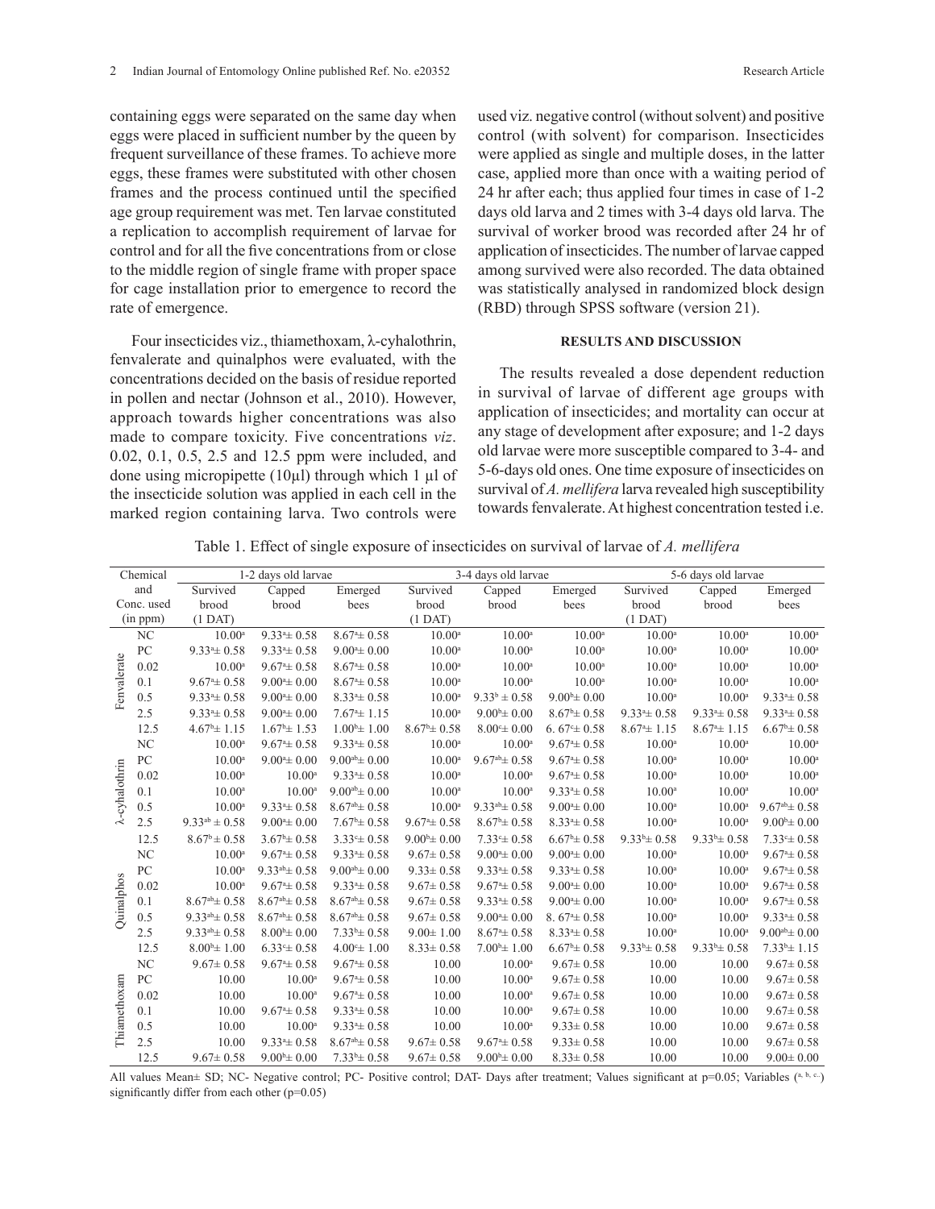containing eggs were separated on the same day when eggs were placed in sufficient number by the queen by frequent surveillance of these frames. To achieve more eggs, these frames were substituted with other chosen frames and the process continued until the specified age group requirement was met. Ten larvae constituted a replication to accomplish requirement of larvae for control and for all the five concentrations from or close to the middle region of single frame with proper space for cage installation prior to emergence to record the rate of emergence.

Four insecticides viz., thiamethoxam, λ-cyhalothrin, fenvalerate and quinalphos were evaluated, with the concentrations decided on the basis of residue reported in pollen and nectar (Johnson et al., 2010). However, approach towards higher concentrations was also made to compare toxicity. Five concentrations *viz*. 0.02, 0.1, 0.5, 2.5 and 12.5 ppm were included, and done using micropipette (10µl) through which 1 µl of the insecticide solution was applied in each cell in the marked region containing larva. Two controls were used viz. negative control (without solvent) and positive control (with solvent) for comparison. Insecticides were applied as single and multiple doses, in the latter case, applied more than once with a waiting period of 24 hr after each; thus applied four times in case of 1-2 days old larva and 2 times with 3-4 days old larva. The survival of worker brood was recorded after 24 hr of application of insecticides. The number of larvae capped among survived were also recorded. The data obtained was statistically analysed in randomized block design (RBD) through SPSS software (version 21).

## RESULTS AND DISCUSSION

The results revealed a dose dependent reduction in survival of larvae of different age groups with application of insecticides; and mortality can occur at any stage of development after exposure; and 1-2 days old larvae were more susceptible compared to 3-4- and 5-6-days old ones. One time exposure of insecticides on survival of *A. mellifera* larva revealed high susceptibility towards fenvalerate. At highest concentration tested i.e.

Table 1. Effect of single exposure of insecticides on survival of larvae of *A. mellifera*

| Chemical | and Conc. used (in ppm) | 1-2 days old larvae | | | 3-4 days old larvae | | | 5-6 days old larvae | | |
|---|---|---|---|---|---|---|---|---|---|---|
| | | Survived brood (1 DAT) | Capped brood | Emerged bees | Survived brood (1 DAT) | Capped brood | Emerged bees | Survived brood (1 DAT) | Capped brood | Emerged bees |
| Fenvalerate | NC | 10.00[a] | 9.33[a]± 0.58 | 8.67[a]± 0.58 | 10.00[a] | 10.00[a] | 10.00[a] | 10.00[a] | 10.00[a] | 10.00[a] |
| | PC | 9.33[a]± 0.58 | 9.33[a]± 0.58 | 9.00[a]± 0.00 | 10.00[a] | 10.00[a] | 10.00[a] | 10.00[a] | 10.00[a] | 10.00[a] |
| | 0.02 | 10.00[a] | 9.67[a]± 0.58 | 8.67[a]± 0.58 | 10.00[a] | 10.00[a] | 10.00[a] | 10.00[a] | 10.00[a] | 10.00[a] |
| | 0.1 | 9.67[a]± 0.58 | 9.00[a]± 0.00 | 8.67[a]± 0.58 | 10.00[a] | 10.00[a] | 10.00[a] | 10.00[a] | 10.00[a] | 10.00[a] |
| | 0.5 | 9.33[a]± 0.58 | 9.00[a]± 0.00 | 8.33[a]± 0.58 | 10.00[a] | 9.33[b] ± 0.58 | 9.00[b]± 0.00 | 10.00[a] | 10.00[a] | 9.33[a]± 0.58 |
| | 2.5 | 9.33[a]± 0.58 | 9.00[a]± 0.00 | 7.67[a]± 1.15 | 10.00[a] | 9.00[b]± 0.00 | 8.67[b]± 0.58 | 9.33[a]± 0.58 | 9.33[a]± 0.58 | 9.33[a]± 0.58 |
| | 12.5 | 4.67[b]± 1.15 | 1.67[b]± 1.53 | 1.00[b]± 1.00 | 8.67[b]± 0.58 | 8.00[c]± 0.00 | 6. 67[c]± 0.58 | 8.67[a]± 1.15 | 8.67[a]± 1.15 | 6.67[b]± 0.58 |
| λ-cyhalothrin | NC | 10.00[a] | 9.67[a]± 0.58 | 9.33[a]± 0.58 | 10.00[a] | 10.00[a] | 9.67[a]± 0.58 | 10.00[a] | 10.00[a] | 10.00[a] |
| | PC | 10.00[a] | 9.00[a]± 0.00 | 9.00[ab]± 0.00 | 10.00[a] | 9.67[ab]± 0.58 | 9.67[a]± 0.58 | 10.00[a] | 10.00[a] | 10.00[a] |
| | 0.02 | 10.00[a] | 10.00[a] | 9.33[a]± 0.58 | 10.00[a] | 10.00[a] | 9.67[a]± 0.58 | 10.00[a] | 10.00[a] | 10.00[a] |
| | 0.1 | 10.00[a] | 10.00[a] | 9.00[ab]± 0.00 | 10.00[a] | 10.00[a] | 9.33[a]± 0.58 | 10.00[a] | 10.00[a] | 10.00[a] |
| | 0.5 | 10.00[a] | 9.33[a]± 0.58 | 8.67[ab]± 0.58 | 10.00[a] | 9.33[ab]± 0.58 | 9.00[a]± 0.00 | 10.00[a] | 10.00[a] | 9.67[ab]± 0.58 |
| | 2.5 | 9.33[ab] ± 0.58 | 9.00[a]± 0.00 | 7.67[b]± 0.58 | 9.67[a]± 0.58 | 8.67[b]± 0.58 | 8.33[a]± 0.58 | 10.00[a] | 10.00[a] | 9.00[b]± 0.00 |
| | 12.5 | 8.67[b]± 0.58 | 3.67[b]± 0.58 | 3.33[c]± 0.58 | 9.00[b]± 0.00 | 7.33[c]± 0.58 | 6.67[b]± 0.58 | 9.33[b]± 0.58 | 9.33[b]± 0.58 | 7.33[c]± 0.58 |
| Quinalphos | NC | 10.00[a] | 9.67[a]± 0.58 | 9.33[a]± 0.58 | 9.67± 0.58 | 9.00[a]± 0.00 | 9.00[a]± 0.00 | 10.00[a] | 10.00[a] | 9.67[a]± 0.58 |
| | PC | 10.00[a] | 9.33[ab]± 0.58 | 9.00[ab]± 0.00 | 9.33± 0.58 | 9.33[a]± 0.58 | 9.33[a]± 0.58 | 10.00[a] | 10.00[a] | 9.67[a]± 0.58 |
| | 0.02 | 10.00[a] | 9.67[a]± 0.58 | 9.33[a]± 0.58 | 9.67± 0.58 | 9.67[a]± 0.58 | 9.00[a]± 0.00 | 10.00[a] | 10.00[a] | 9.67[a]± 0.58 |
| | 0.1 | 8.67[ab]± 0.58 | 8.67[ab]± 0.58 | 8.67[ab]± 0.58 | 9.67± 0.58 | 9.33[a]± 0.58 | 9.00[a]± 0.00 | 10.00[a] | 10.00[a] | 9.67[a]± 0.58 |
| | 0.5 | 9.33[ab]± 0.58 | 8.67[ab]± 0.58 | 8.67[ab]± 0.58 | 9.67± 0.58 | 9.00[a]± 0.00 | 8. 67[a]± 0.58 | 10.00[a] | 10.00[a] | 9.33[a]± 0.58 |
| | 2.5 | 9.33[ab]± 0.58 | 8.00[b]± 0.00 | 7.33[b]± 0.58 | 9.00± 1.00 | 8.67[a]± 0.58 | 8.33[a]± 0.58 | 10.00[a] | 10.00[a] | 9.00[ab]± 0.00 |
| | 12.5 | 8.00[b]± 1.00 | 6.33[c]± 0.58 | 4.00[c]± 1.00 | 8.33± 0.58 | 7.00[b]± 1.00 | 6.67[b]± 0.58 | 9.33[b]± 0.58 | 9.33[b]± 0.58 | 7.33[b]± 1.15 |
| Thiamethoxam | NC | 9.67± 0.58 | 9.67[a]± 0.58 | 9.67[a]± 0.58 | 10.00 | 10.00[a] | 9.67± 0.58 | 10.00 | 10.00 | 9.67± 0.58 |
| | PC | 10.00 | 10.00[a] | 9.67[a]± 0.58 | 10.00 | 10.00[a] | 9.67± 0.58 | 10.00 | 10.00 | 9.67± 0.58 |
| | 0.02 | 10.00 | 10.00[a] | 9.67[a]± 0.58 | 10.00 | 10.00[a] | 9.67± 0.58 | 10.00 | 10.00 | 9.67± 0.58 |
| | 0.1 | 10.00 | 9.67[a]± 0.58 | 9.33[a]± 0.58 | 10.00 | 10.00[a] | 9.67± 0.58 | 10.00 | 10.00 | 9.67± 0.58 |
| | 0.5 | 10.00 | 10.00[a] | 9.33[a]± 0.58 | 10.00 | 10.00[a] | 9.33± 0.58 | 10.00 | 10.00 | 9.67± 0.58 |
| | 2.5 | 10.00 | 9.33[a]± 0.58 | 8.67[ab]± 0.58 | 9.67± 0.58 | 9.67[a]± 0.58 | 9.33± 0.58 | 10.00 | 10.00 | 9.67± 0.58 |
| | 12.5 | 9.67± 0.58 | 9.00[b]± 0.00 | 7.33[b]± 0.58 | 9.67± 0.58 | 9.00[b]± 0.00 | 8.33± 0.58 | 10.00 | 10.00 | 9.00± 0.00 |

All values Mean± SD; NC- Negative control; PC- Positive control; DAT- Days after treatment; Values significant at p=0.05; Variables ([a, b, c..]) significantly differ from each other (p=0.05)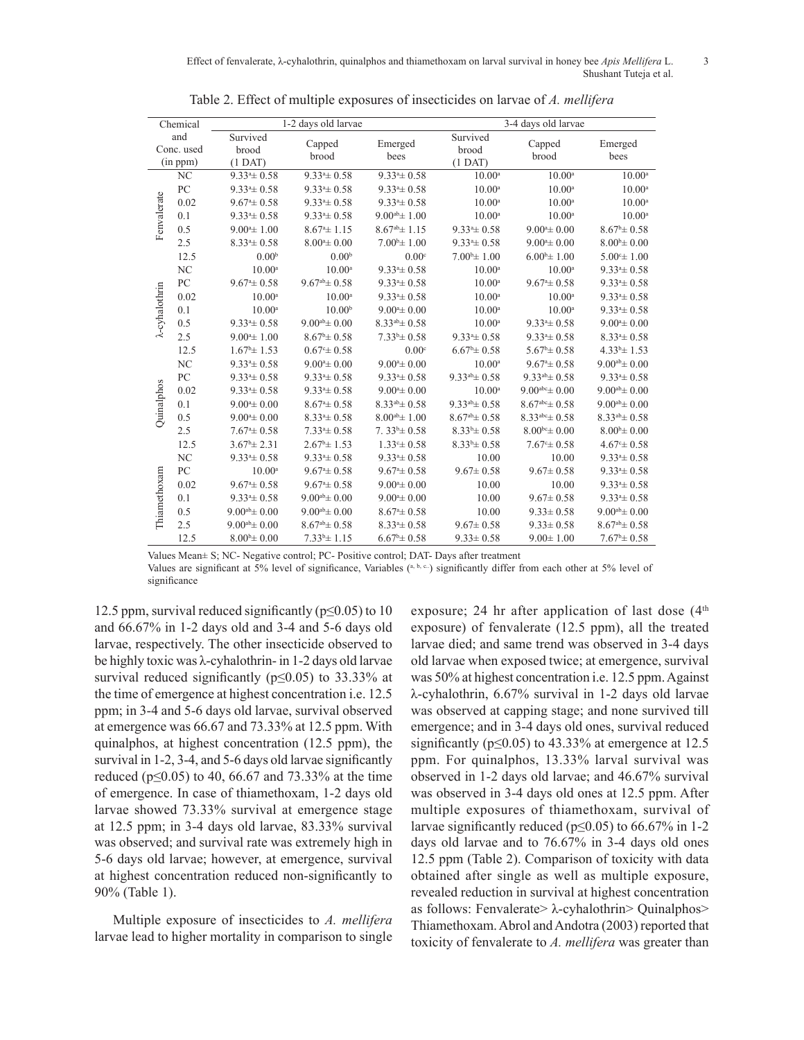Table 2. Effect of multiple exposures of insecticides on larvae of *A. mellifera*

| Chemical and Conc. used (in ppm) | | 1-2 days old larvae | | | 3-4 days old larvae | | |
|---|---|---|---|---|---|---|---|
| | | Survived brood (1 DAT) | Capped brood | Emerged bees | Survived brood (1 DAT) | Capped brood | Emerged bees |
| Fenvalerate | NC | 9.33ᵃ± 0.58 | 9.33ᵃ± 0.58 | 9.33ᵃ± 0.58 | 10.00ᵃ | 10.00ᵃ | 10.00ᵃ |
| | PC | 9.33ᵃ± 0.58 | 9.33ᵃ± 0.58 | 9.33ᵃ± 0.58 | 10.00ᵃ | 10.00ᵃ | 10.00ᵃ |
| | 0.02 | 9.67ᵃ± 0.58 | 9.33ᵃ± 0.58 | 9.33ᵃ± 0.58 | 10.00ᵃ | 10.00ᵃ | 10.00ᵃ |
| | 0.1 | 9.33ᵃ± 0.58 | 9.33ᵃ± 0.58 | 9.00ᵃᵇ± 1.00 | 10.00ᵃ | 10.00ᵃ | 10.00ᵃ |
| | 0.5 | 9.00ᵃ± 1.00 | 8.67ᵃ± 1.15 | 8.67ᵃᵇ± 1.15 | 9.33ᵃ± 0.58 | 9.00ᵃ± 0.00 | 8.67ᵇ± 0.58 |
| | 2.5 | 8.33ᵃ± 0.58 | 8.00ᵃ± 0.00 | 7.00ᵇ± 1.00 | 9.33ᵃ± 0.58 | 9.00ᵃ± 0.00 | 8.00ᵇ± 0.00 |
| | 12.5 | 0.00ᵇ | 0.00ᵇ | 0.00ᶜ | 7.00ᵇ± 1.00 | 6.00ᵇ± 1.00 | 5.00ᶜ± 1.00 |
| λ-cyhalothrin | NC | 10.00ᵃ | 10.00ᵃ | 9.33ᵃ± 0.58 | 10.00ᵃ | 10.00ᵃ | 9.33ᵃ± 0.58 |
| | PC | 9.67ᵃ± 0.58 | 9.67ᵃᵇ± 0.58 | 9.33ᵃ± 0.58 | 10.00ᵃ | 9.67ᵃ± 0.58 | 9.33ᵃ± 0.58 |
| | 0.02 | 10.00ᵃ | 10.00ᵃ | 9.33ᵃ± 0.58 | 10.00ᵃ | 10.00ᵃ | 9.33ᵃ± 0.58 |
| | 0.1 | 10.00ᵃ | 10.00ᵇ | 9.00ᵃ± 0.00 | 10.00ᵃ | 10.00ᵃ | 9.33ᵃ± 0.58 |
| | 0.5 | 9.33ᵃ± 0.58 | 9.00ᵃᵇ± 0.00 | 8.33ᵃᵇ± 0.58 | 10.00ᵃ | 9.33ᵃ± 0.58 | 9.00ᵃ± 0.00 |
| | 2.5 | 9.00ᵃ± 1.00 | 8.67ᵇ± 0.58 | 7.33ᵇ± 0.58 | 9.33ᵃ± 0.58 | 9.33ᵃ± 0.58 | 8.33ᵃ± 0.58 |
| | 12.5 | 1.67ᵇ± 1.53 | 0.67ᶜ± 0.58 | 0.00ᶜ | 6.67ᵇ± 0.58 | 5.67ᵇ± 0.58 | 4.33ᵇ± 1.53 |
| Quinalphos | NC | 9.33ᵃ± 0.58 | 9.00ᵃ± 0.00 | 9.00ᵃ± 0.00 | 10.00ᵃ | 9.67ᵃ± 0.58 | 9.00ᵃᵇ± 0.00 |
| | PC | 9.33ᵃ± 0.58 | 9.33ᵃ± 0.58 | 9.33ᵃ± 0.58 | 9.33ᵃᵇ± 0.58 | 9.33ᵃᵇ± 0.58 | 9.33ᵃ± 0.58 |
| | 0.02 | 9.33ᵃ± 0.58 | 9.33ᵃ± 0.58 | 9.00ᵃ± 0.00 | 10.00ᵃ | 9.00ᵃᵇᶜ± 0.00 | 9.00ᵃᵇ± 0.00 |
| | 0.1 | 9.00ᵃ± 0.00 | 8.67ᵃ± 0.58 | 8.33ᵃᵇ± 0.58 | 9.33ᵃᵇ± 0.58 | 8.67ᵃᵇᶜ± 0.58 | 9.00ᵃᵇ± 0.00 |
| | 0.5 | 9.00ᵃ± 0.00 | 8.33ᵃ± 0.58 | 8.00ᵃᵇ± 1.00 | 8.67ᵃᵇ± 0.58 | 8.33ᵃᵇᶜ± 0.58 | 8.33ᵃᵇ± 0.58 |
| | 2.5 | 7.67ᵃ± 0.58 | 7.33ᵃ± 0.58 | 7. 33ᵇ± 0.58 | 8.33ᵇ± 0.58 | 8.00ᵇᶜ± 0.00 | 8.00ᵇ± 0.00 |
| | 12.5 | 3.67ᵇ± 2.31 | 2.67ᵇ± 1.53 | 1.33ᶜ± 0.58 | 8.33ᵇ± 0.58 | 7.67ᶜ± 0.58 | 4.67ᶜ± 0.58 |
| Thiamethoxam | NC | 9.33ᵃ± 0.58 | 9.33ᵃ± 0.58 | 9.33ᵃ± 0.58 | 10.00 | 10.00 | 9.33ᵃ± 0.58 |
| | PC | 10.00ᵃ | 9.67ᵃ± 0.58 | 9.67ᵃ± 0.58 | 9.67± 0.58 | 9.67± 0.58 | 9.33ᵃ± 0.58 |
| | 0.02 | 9.67ᵃ± 0.58 | 9.67ᵃ± 0.58 | 9.00ᵃ± 0.00 | 10.00 | 10.00 | 9.33ᵃ± 0.58 |
| | 0.1 | 9.33ᵃ± 0.58 | 9.00ᵃᵇ± 0.00 | 9.00ᵃ± 0.00 | 10.00 | 9.67± 0.58 | 9.33ᵃ± 0.58 |
| | 0.5 | 9.00ᵃᵇ± 0.00 | 9.00ᵃᵇ± 0.00 | 8.67ᵃ± 0.58 | 10.00 | 9.33± 0.58 | 9.00ᵃᵇ± 0.00 |
| | 2.5 | 9.00ᵃᵇ± 0.00 | 8.67ᵃᵇ± 0.58 | 8.33ᵃ± 0.58 | 9.67± 0.58 | 9.33± 0.58 | 8.67ᵃᵇ± 0.58 |
| | 12.5 | 8.00ᵇ± 0.00 | 7.33ᵇ± 1.15 | 6.67ᵇ± 0.58 | 9.33± 0.58 | 9.00± 1.00 | 7.67ᵇ± 0.58 |

Values Mean± S; NC- Negative control; PC- Positive control; DAT- Days after treatment

Values are significant at 5% level of significance, Variables (a, b, c...) significantly differ from each other at 5% level of significance

12.5 ppm, survival reduced significantly ($p \leq 0.05$) to 10 and 66.67% in 1-2 days old and 3-4 and 5-6 days old larvae, respectively. The other insecticide observed to be highly toxic was λ-cyhalothrin- in 1-2 days old larvae survival reduced significantly ($p \leq 0.05$) to 33.33% at the time of emergence at highest concentration i.e. 12.5 ppm; in 3-4 and 5-6 days old larvae, survival observed at emergence was 66.67 and 73.33% at 12.5 ppm. With quinalphos, at highest concentration (12.5 ppm), the survival in 1-2, 3-4, and 5-6 days old larvae significantly reduced ($p \leq 0.05$) to 40, 66.67 and 73.33% at the time of emergence. In case of thiamethoxam, 1-2 days old larvae showed 73.33% survival at emergence stage at 12.5 ppm; in 3-4 days old larvae, 83.33% survival was observed; and survival rate was extremely high in 5-6 days old larvae; however, at emergence, survival at highest concentration reduced non-significantly to 90% (Table 1).

Multiple exposure of insecticides to *A. mellifera* larvae lead to higher mortality in comparison to single exposure; 24 hr after application of last dose (4th exposure) of fenvalerate (12.5 ppm), all the treated larvae died; and same trend was observed in 3-4 days old larvae when exposed twice; at emergence, survival was 50% at highest concentration i.e. 12.5 ppm. Against λ-cyhalothrin, 6.67% survival in 1-2 days old larvae was observed at capping stage; and none survived till emergence; and in 3-4 days old ones, survival reduced significantly ($p \leq 0.05$) to 43.33% at emergence at 12.5 ppm. For quinalphos, 13.33% larval survival was observed in 1-2 days old larvae; and 46.67% survival was observed in 3-4 days old ones at 12.5 ppm. After multiple exposures of thiamethoxam, survival of larvae significantly reduced ($p \leq 0.05$) to 66.67% in 1-2 days old larvae and to 76.67% in 3-4 days old ones 12.5 ppm (Table 2). Comparison of toxicity with data obtained after single as well as multiple exposure, revealed reduction in survival at highest concentration as follows: Fenvalerate> λ-cyhalothrin> Quinalphos> Thiamethoxam. Abrol and Andotra (2003) reported that toxicity of fenvalerate to *A. mellifera* was greater than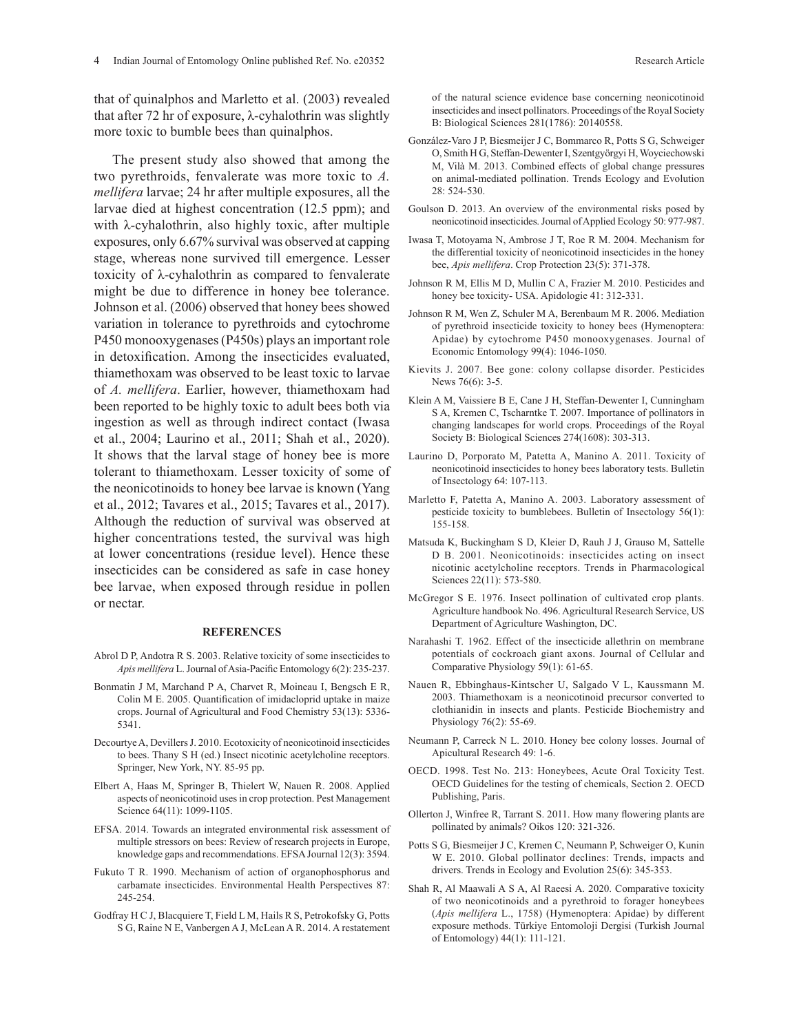that of quinalphos and Marletto et al. (2003) revealed that after 72 hr of exposure, λ-cyhalothrin was slightly more toxic to bumble bees than quinalphos.

The present study also showed that among the two pyrethroids, fenvalerate was more toxic to *A. mellifera* larvae; 24 hr after multiple exposures, all the larvae died at highest concentration (12.5 ppm); and with λ-cyhalothrin, also highly toxic, after multiple exposures, only 6.67% survival was observed at capping stage, whereas none survived till emergence. Lesser toxicity of λ-cyhalothrin as compared to fenvalerate might be due to difference in honey bee tolerance. Johnson et al. (2006) observed that honey bees showed variation in tolerance to pyrethroids and cytochrome P450 monooxygenases (P450s) plays an important role in detoxification. Among the insecticides evaluated, thiamethoxam was observed to be least toxic to larvae of *A. mellifera*. Earlier, however, thiamethoxam had been reported to be highly toxic to adult bees both via ingestion as well as through indirect contact (Iwasa et al., 2004; Laurino et al., 2011; Shah et al., 2020). It shows that the larval stage of honey bee is more tolerant to thiamethoxam. Lesser toxicity of some of the neonicotinoids to honey bee larvae is known (Yang et al., 2012; Tavares et al., 2015; Tavares et al., 2017). Although the reduction of survival was observed at higher concentrations tested, the survival was high at lower concentrations (residue level). Hence these insecticides can be considered as safe in case honey bee larvae, when exposed through residue in pollen or nectar.

## REFERENCES

Abrol D P, Andotra R S. 2003. Relative toxicity of some insecticides to *Apis mellifera* L. Journal of Asia-Pacific Entomology 6(2): 235-237.

Bonmatin J M, Marchand P A, Charvet R, Moineau I, Bengsch E R, Colin M E. 2005. Quantification of imidacloprid uptake in maize crops. Journal of Agricultural and Food Chemistry 53(13): 5336-5341.

Decourtye A, Devillers J. 2010. Ecotoxicity of neonicotinoid insecticides to bees. Thany S H (ed.) Insect nicotinic acetylcholine receptors. Springer, New York, NY. 85-95 pp.

Elbert A, Haas M, Springer B, Thielert W, Nauen R. 2008. Applied aspects of neonicotinoid uses in crop protection. Pest Management Science 64(11): 1099-1105.

EFSA. 2014. Towards an integrated environmental risk assessment of multiple stressors on bees: Review of research projects in Europe, knowledge gaps and recommendations. EFSA Journal 12(3): 3594.

Fukuto T R. 1990. Mechanism of action of organophosphorus and carbamate insecticides. Environmental Health Perspectives 87: 245-254.

Godfray H C J, Blacquiere T, Field L M, Hails R S, Petrokofsky G, Potts S G, Raine N E, Vanbergen A J, McLean A R. 2014. A restatement of the natural science evidence base concerning neonicotinoid insecticides and insect pollinators. Proceedings of the Royal Society B: Biological Sciences 281(1786): 20140558.

González-Varo J P, Biesmeijer J C, Bommarco R, Potts S G, Schweiger O, Smith H G, Steffan-Dewenter I, Szentgyörgyi H, Woyciechowski M, Vilà M. 2013. Combined effects of global change pressures on animal-mediated pollination. Trends Ecology and Evolution 28: 524-530.

Goulson D. 2013. An overview of the environmental risks posed by neonicotinoid insecticides. Journal of Applied Ecology 50: 977-987.

Iwasa T, Motoyama N, Ambrose J T, Roe R M. 2004. Mechanism for the differential toxicity of neonicotinoid insecticides in the honey bee, *Apis mellifera*. Crop Protection 23(5): 371-378.

Johnson R M, Ellis M D, Mullin C A, Frazier M. 2010. Pesticides and honey bee toxicity- USA. Apidologie 41: 312-331.

Johnson R M, Wen Z, Schuler M A, Berenbaum M R. 2006. Mediation of pyrethroid insecticide toxicity to honey bees (Hymenoptera: Apidae) by cytochrome P450 monooxygenases. Journal of Economic Entomology 99(4): 1046-1050.

Kievits J. 2007. Bee gone: colony collapse disorder. Pesticides News 76(6): 3-5.

Klein A M, Vaissiere B E, Cane J H, Steffan-Dewenter I, Cunningham S A, Kremen C, Tscharntke T. 2007. Importance of pollinators in changing landscapes for world crops. Proceedings of the Royal Society B: Biological Sciences 274(1608): 303-313.

Laurino D, Porporato M, Patetta A, Manino A. 2011. Toxicity of neonicotinoid insecticides to honey bees laboratory tests. Bulletin of Insectology 64: 107-113.

Marletto F, Patetta A, Manino A. 2003. Laboratory assessment of pesticide toxicity to bumblebees. Bulletin of Insectology 56(1): 155-158.

Matsuda K, Buckingham S D, Kleier D, Rauh J J, Grauso M, Sattelle D B. 2001. Neonicotinoids: insecticides acting on insect nicotinic acetylcholine receptors. Trends in Pharmacological Sciences 22(11): 573-580.

McGregor S E. 1976. Insect pollination of cultivated crop plants. Agriculture handbook No. 496. Agricultural Research Service, US Department of Agriculture Washington, DC.

Narahashi T. 1962. Effect of the insecticide allethrin on membrane potentials of cockroach giant axons. Journal of Cellular and Comparative Physiology 59(1): 61-65.

Nauen R, Ebbinghaus-Kintscher U, Salgado V L, Kaussmann M. 2003. Thiamethoxam is a neonicotinoid precursor converted to clothianidin in insects and plants. Pesticide Biochemistry and Physiology 76(2): 55-69.

Neumann P, Carreck N L. 2010. Honey bee colony losses. Journal of Apicultural Research 49: 1-6.

OECD. 1998. Test No. 213: Honeybees, Acute Oral Toxicity Test. OECD Guidelines for the testing of chemicals, Section 2. OECD Publishing, Paris.

Ollerton J, Winfree R, Tarrant S. 2011. How many flowering plants are pollinated by animals? Oikos 120: 321-326.

Potts S G, Biesmeijer J C, Kremen C, Neumann P, Schweiger O, Kunin W E. 2010. Global pollinator declines: Trends, impacts and drivers. Trends in Ecology and Evolution 25(6): 345-353.

Shah R, Al Maawali A S A, Al Raeesi A. 2020. Comparative toxicity of two neonicotinoids and a pyrethroid to forager honeybees (*Apis mellifera* L., 1758) (Hymenoptera: Apidae) by different exposure methods. Türkiye Entomoloji Dergisi (Turkish Journal of Entomology) 44(1): 111-121.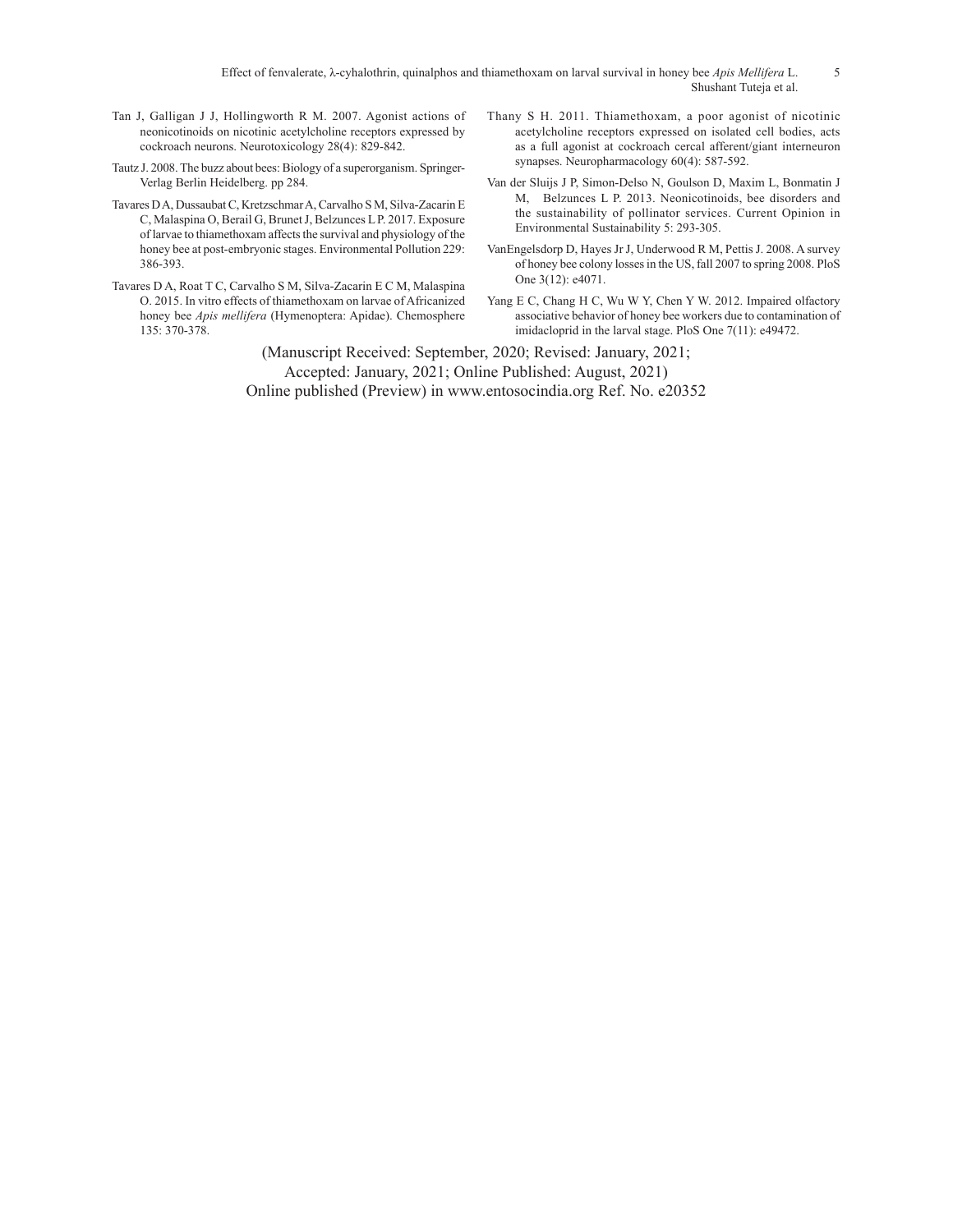Tan J, Galligan J J, Hollingworth R M. 2007. Agonist actions of neonicotinoids on nicotinic acetylcholine receptors expressed by cockroach neurons. Neurotoxicology 28(4): 829-842.

Tautz J. 2008. The buzz about bees: Biology of a superorganism. Springer-Verlag Berlin Heidelberg. pp 284.

Tavares D A, Dussaubat C, Kretzschmar A, Carvalho S M, Silva-Zacarin E C, Malaspina O, Berail G, Brunet J, Belzunces L P. 2017. Exposure of larvae to thiamethoxam affects the survival and physiology of the honey bee at post-embryonic stages. Environmental Pollution 229: 386-393.

Tavares D A, Roat T C, Carvalho S M, Silva-Zacarin E C M, Malaspina O. 2015. In vitro effects of thiamethoxam on larvae of Africanized honey bee *Apis mellifera* (Hymenoptera: Apidae). Chemosphere 135: 370-378.

Thany S H. 2011. Thiamethoxam, a poor agonist of nicotinic acetylcholine receptors expressed on isolated cell bodies, acts as a full agonist at cockroach cercal afferent/giant interneuron synapses. Neuropharmacology 60(4): 587-592.

Van der Sluijs J P, Simon-Delso N, Goulson D, Maxim L, Bonmatin J M, Belzunces L P. 2013. Neonicotinoids, bee disorders and the sustainability of pollinator services. Current Opinion in Environmental Sustainability 5: 293-305.

VanEngelsdorp D, Hayes Jr J, Underwood R M, Pettis J. 2008. A survey of honey bee colony losses in the US, fall 2007 to spring 2008. PloS One 3(12): e4071.

Yang E C, Chang H C, Wu W Y, Chen Y W. 2012. Impaired olfactory associative behavior of honey bee workers due to contamination of imidacloprid in the larval stage. PloS One 7(11): e49472.

(Manuscript Received: September, 2020; Revised: January, 2021;
Accepted: January, 2021; Online Published: August, 2021)
Online published (Preview) in www.entosocindia.org Ref. No. e20352